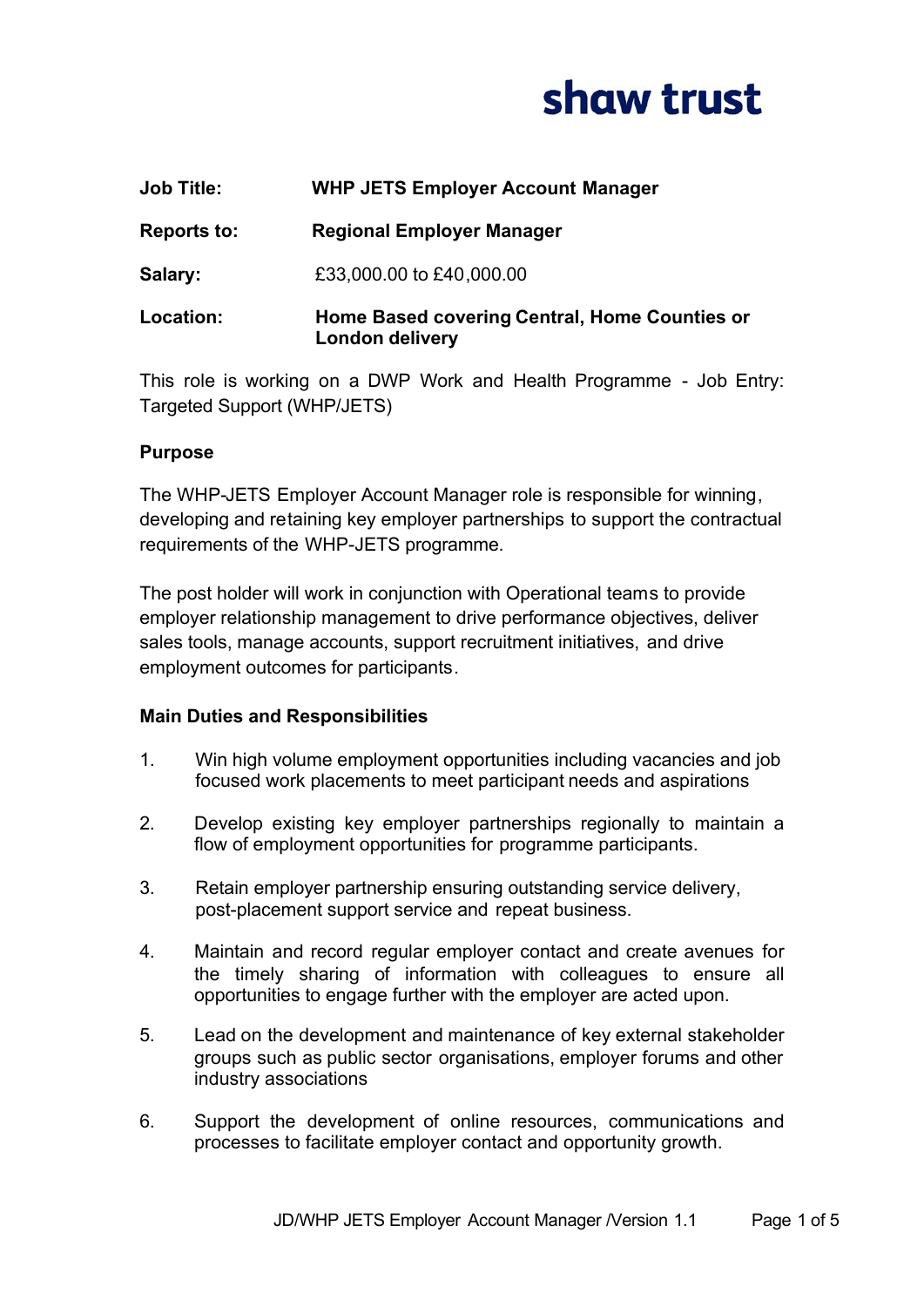# shaw trust

| | |
|---|---|
| **Job Title:** | **WHP JETS Employer Account Manager** |
| **Reports to:** | **Regional Employer Manager** |
| **Salary:** | £33,000.00 to £40,000.00 |
| **Location:** | **Home Based covering Central, Home Counties or London delivery** |

This role is working on a DWP Work and Health Programme - Job Entry: Targeted Support (WHP/JETS)

## Purpose

The WHP-JETS Employer Account Manager role is responsible for winning, developing and retaining key employer partnerships to support the contractual requirements of the WHP-JETS programme.

The post holder will work in conjunction with Operational teams to provide employer relationship management to drive performance objectives, deliver sales tools, manage accounts, support recruitment initiatives, and drive employment outcomes for participants.

## Main Duties and Responsibilities

1. Win high volume employment opportunities including vacancies and job focused work placements to meet participant needs and aspirations
2. Develop existing key employer partnerships regionally to maintain a flow of employment opportunities for programme participants.
3. Retain employer partnership ensuring outstanding service delivery, post-placement support service and repeat business.
4. Maintain and record regular employer contact and create avenues for the timely sharing of information with colleagues to ensure all opportunities to engage further with the employer are acted upon.
5. Lead on the development and maintenance of key external stakeholder groups such as public sector organisations, employer forums and other industry associations
6. Support the development of online resources, communications and processes to facilitate employer contact and opportunity growth.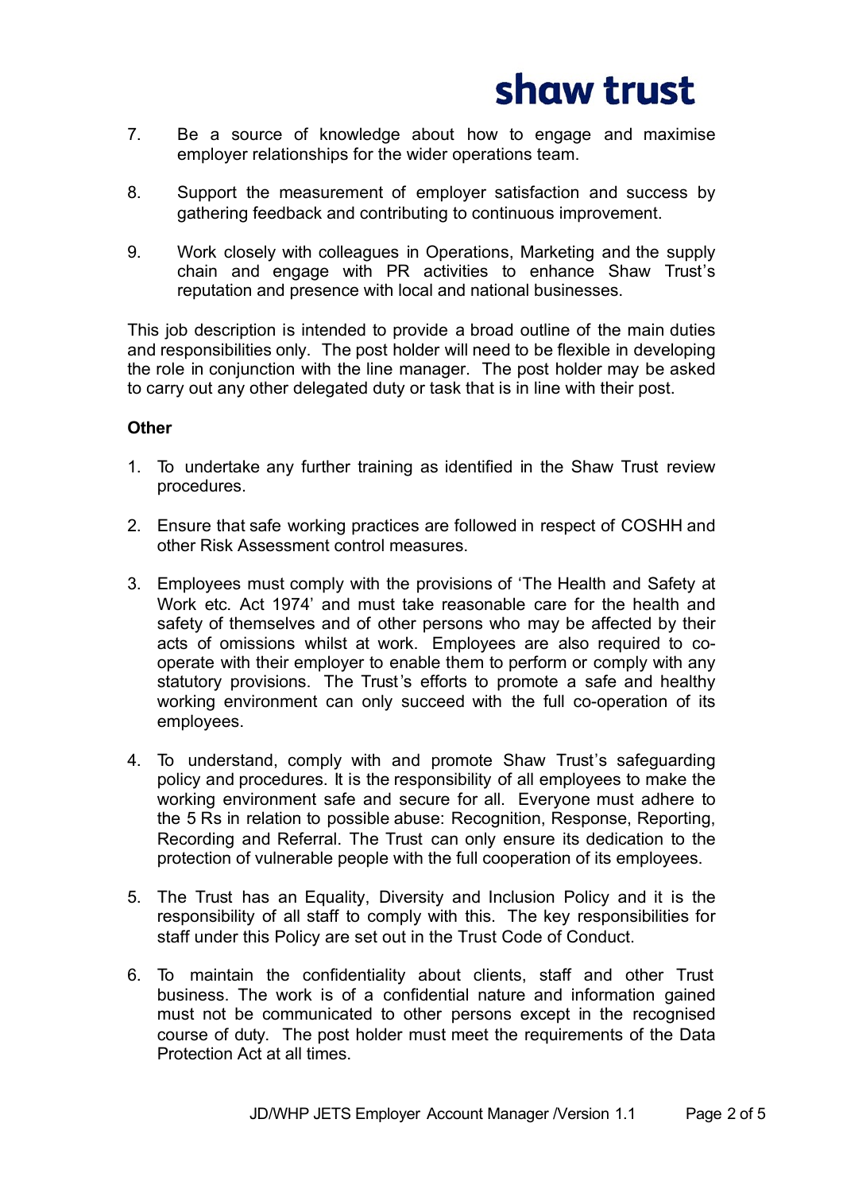7. Be a source of knowledge about how to engage and maximise employer relationships for the wider operations team.

8. Support the measurement of employer satisfaction and success by gathering feedback and contributing to continuous improvement.

9. Work closely with colleagues in Operations, Marketing and the supply chain and engage with PR activities to enhance Shaw Trust's reputation and presence with local and national businesses.

This job description is intended to provide a broad outline of the main duties and responsibilities only. The post holder will need to be flexible in developing the role in conjunction with the line manager. The post holder may be asked to carry out any other delegated duty or task that is in line with their post.

**Other**

1. To undertake any further training as identified in the Shaw Trust review procedures.

2. Ensure that safe working practices are followed in respect of COSHH and other Risk Assessment control measures.

3. Employees must comply with the provisions of 'The Health and Safety at Work etc. Act 1974' and must take reasonable care for the health and safety of themselves and of other persons who may be affected by their acts of omissions whilst at work. Employees are also required to co-operate with their employer to enable them to perform or comply with any statutory provisions. The Trust's efforts to promote a safe and healthy working environment can only succeed with the full co-operation of its employees.

4. To understand, comply with and promote Shaw Trust's safeguarding policy and procedures. It is the responsibility of all employees to make the working environment safe and secure for all. Everyone must adhere to the 5 Rs in relation to possible abuse: Recognition, Response, Reporting, Recording and Referral. The Trust can only ensure its dedication to the protection of vulnerable people with the full cooperation of its employees.

5. The Trust has an Equality, Diversity and Inclusion Policy and it is the responsibility of all staff to comply with this. The key responsibilities for staff under this Policy are set out in the Trust Code of Conduct.

6. To maintain the confidentiality about clients, staff and other Trust business. The work is of a confidential nature and information gained must not be communicated to other persons except in the recognised course of duty. The post holder must meet the requirements of the Data Protection Act at all times.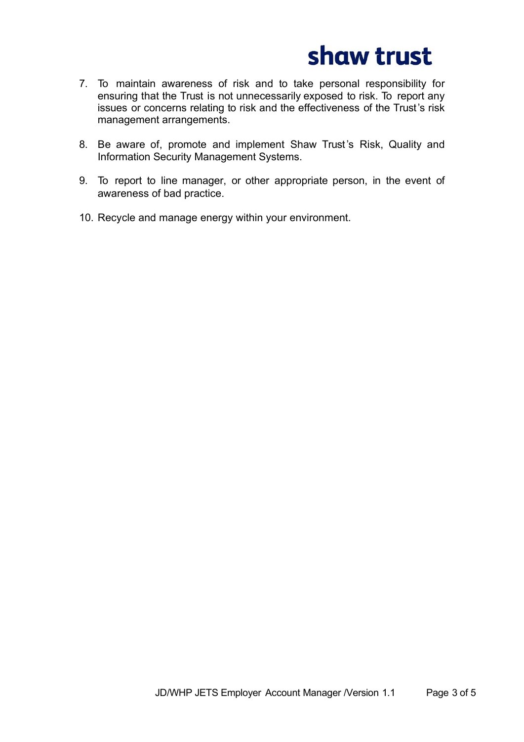7. To maintain awareness of risk and to take personal responsibility for ensuring that the Trust is not unnecessarily exposed to risk. To report any issues or concerns relating to risk and the effectiveness of the Trust's risk management arrangements.

8. Be aware of, promote and implement Shaw Trust's Risk, Quality and Information Security Management Systems.

9. To report to line manager, or other appropriate person, in the event of awareness of bad practice.

10. Recycle and manage energy within your environment.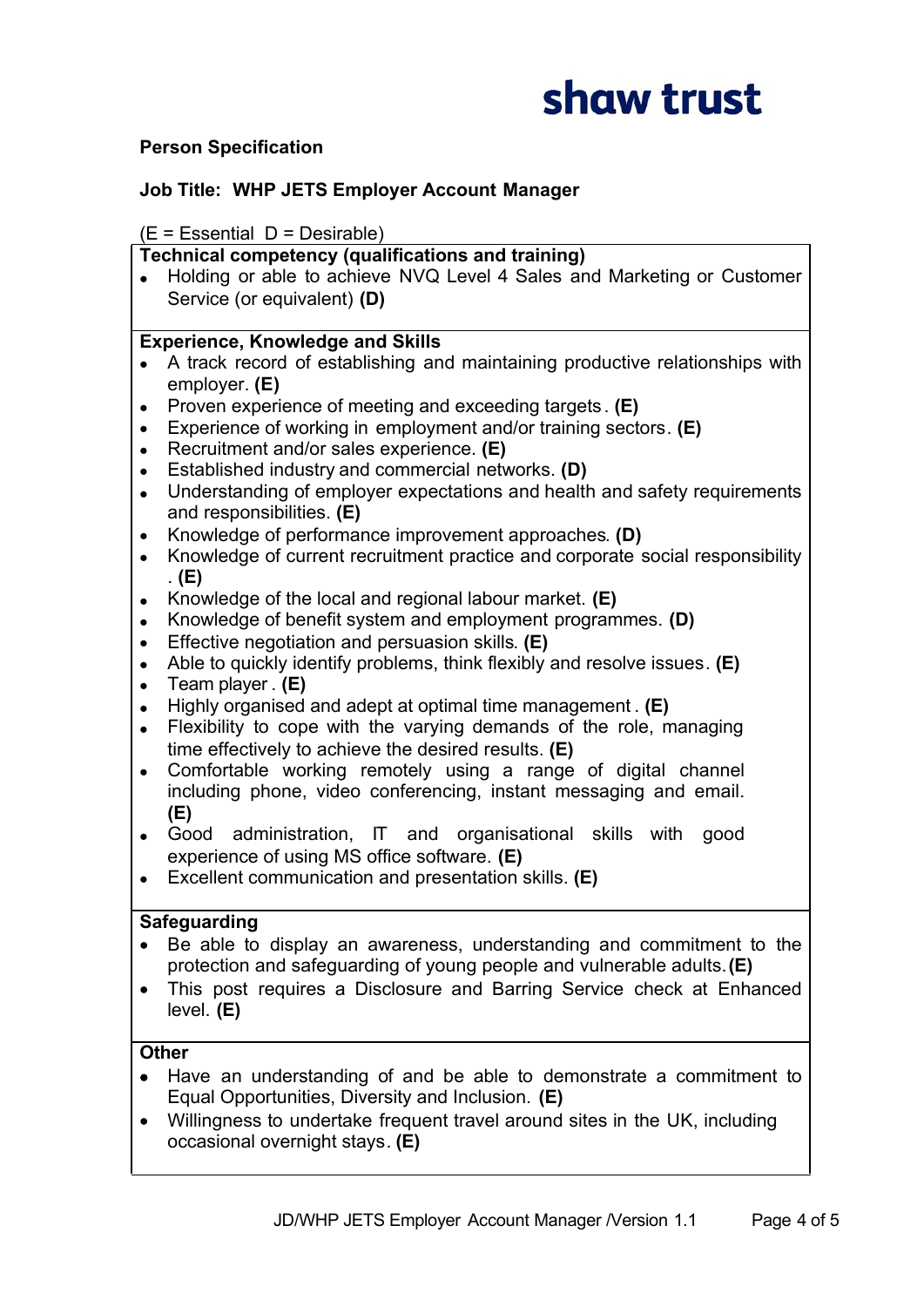shaw trust

**Person Specification**

**Job Title: WHP JETS Employer Account Manager**

(E = Essential D = Desirable)

**Technical competency (qualifications and training)**

- Holding or able to achieve NVQ Level 4 Sales and Marketing or Customer Service (or equivalent) **(D)**

**Experience, Knowledge and Skills**

- A track record of establishing and maintaining productive relationships with employer. **(E)**
- Proven experience of meeting and exceeding targets. **(E)**
- Experience of working in employment and/or training sectors. **(E)**
- Recruitment and/or sales experience. **(E)**
- Established industry and commercial networks. **(D)**
- Understanding of employer expectations and health and safety requirements and responsibilities. **(E)**
- Knowledge of performance improvement approaches. **(D)**
- Knowledge of current recruitment practice and corporate social responsibility. **(E)**
- Knowledge of the local and regional labour market. **(E)**
- Knowledge of benefit system and employment programmes. **(D)**
- Effective negotiation and persuasion skills. **(E)**
- Able to quickly identify problems, think flexibly and resolve issues. **(E)**
- Team player. **(E)**
- Highly organised and adept at optimal time management. **(E)**
- Flexibility to cope with the varying demands of the role, managing time effectively to achieve the desired results. **(E)**
- Comfortable working remotely using a range of digital channel including phone, video conferencing, instant messaging and email. **(E)**
- Good administration, IT and organisational skills with good experience of using MS office software. **(E)**
- Excellent communication and presentation skills. **(E)**

**Safeguarding**

- Be able to display an awareness, understanding and commitment to the protection and safeguarding of young people and vulnerable adults. **(E)**
- This post requires a Disclosure and Barring Service check at Enhanced level. **(E)**

**Other**

- Have an understanding of and be able to demonstrate a commitment to Equal Opportunities, Diversity and Inclusion. **(E)**
- Willingness to undertake frequent travel around sites in the UK, including occasional overnight stays. **(E)**